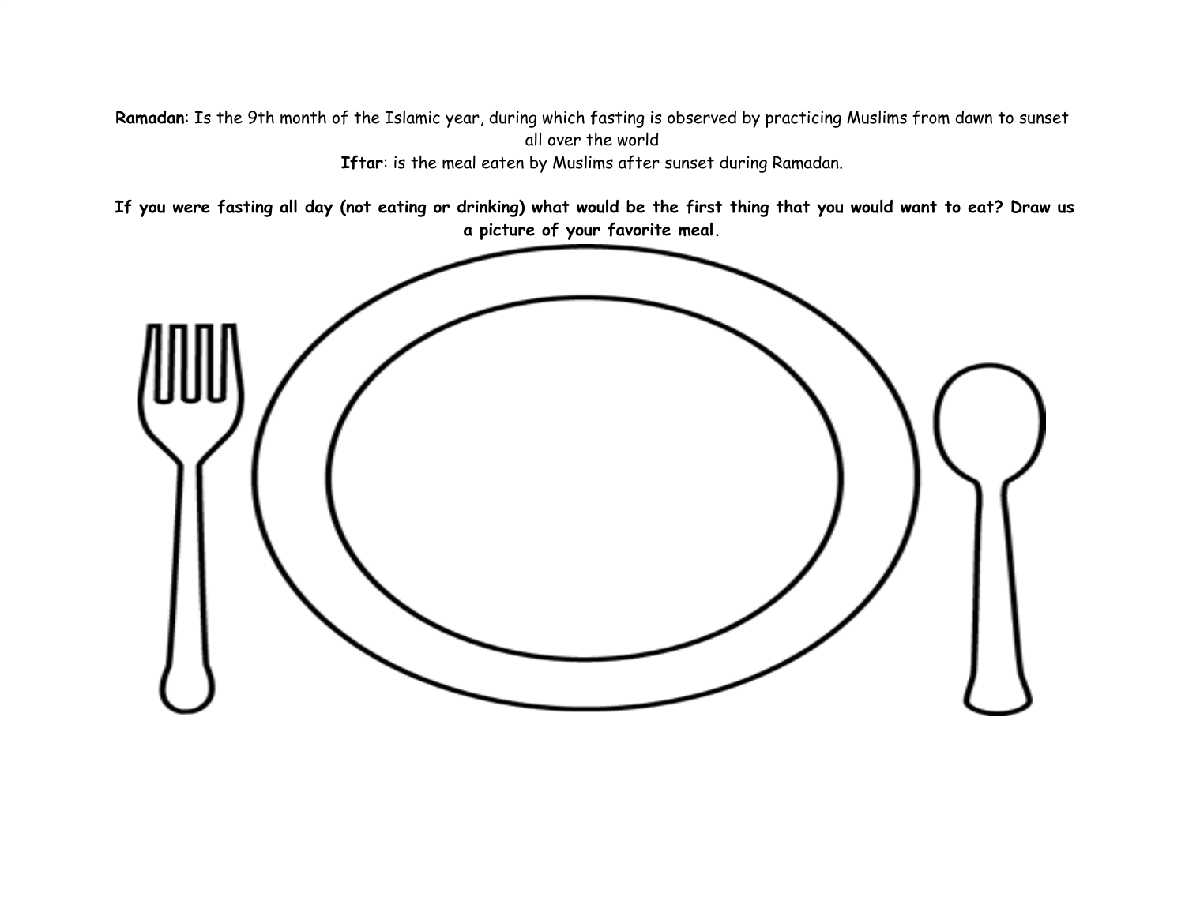**Ramadan**: Is the 9th month of the Islamic year, during which fasting is observed by practicing Muslims from dawn to sunset all over the world

**Iftar**: is the meal eaten by Muslims after sunset during Ramadan.

**If you were fasting all day (not eating or drinking) what would be the first thing that you would want to eat? Draw us a picture of your favorite meal.**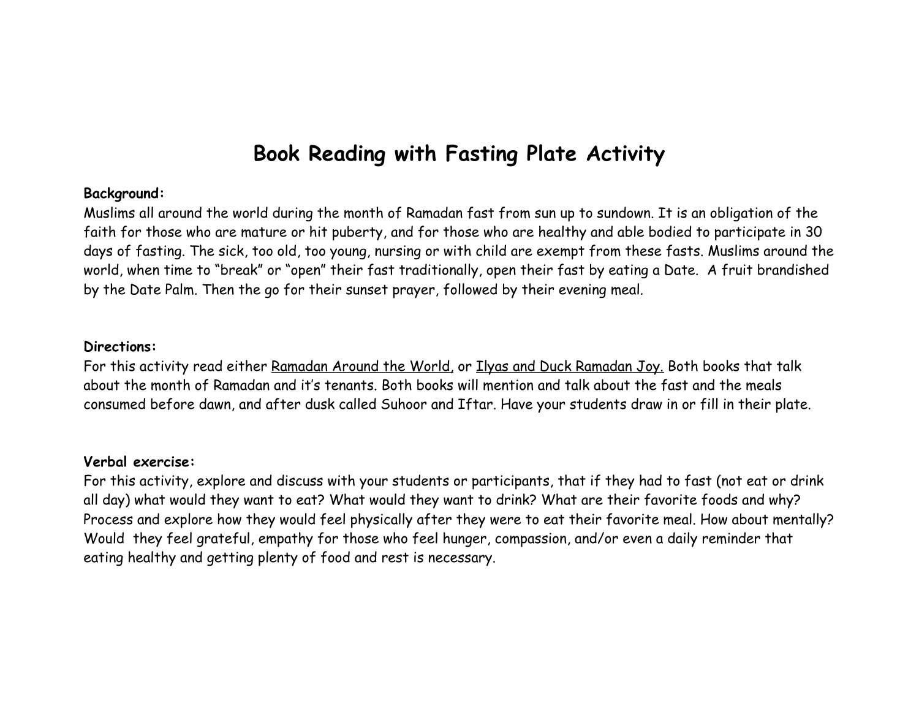# Book Reading with Fasting Plate Activity

**Background:**
Muslims all around the world during the month of Ramadan fast from sun up to sundown. It is an obligation of the faith for those who are mature or hit puberty, and for those who are healthy and able bodied to participate in 30 days of fasting. The sick, too old, too young, nursing or with child are exempt from these fasts. Muslims around the world, when time to "break" or "open" their fast traditionally, open their fast by eating a Date. A fruit brandished by the Date Palm. Then the go for their sunset prayer, followed by their evening meal.

**Directions:**
For this activity read either <u>Ramadan Around the World</u>, or <u>Ilyas and Duck Ramadan Joy.</u> Both books that talk about the month of Ramadan and it's tenants. Both books will mention and talk about the fast and the meals consumed before dawn, and after dusk called Suhoor and Iftar. Have your students draw in or fill in their plate.

**Verbal exercise:**
For this activity, explore and discuss with your students or participants, that if they had to fast (not eat or drink all day) what would they want to eat? What would they want to drink? What are their favorite foods and why? Process and explore how they would feel physically after they were to eat their favorite meal. How about mentally? Would they feel grateful, empathy for those who feel hunger, compassion, and/or even a daily reminder that eating healthy and getting plenty of food and rest is necessary.